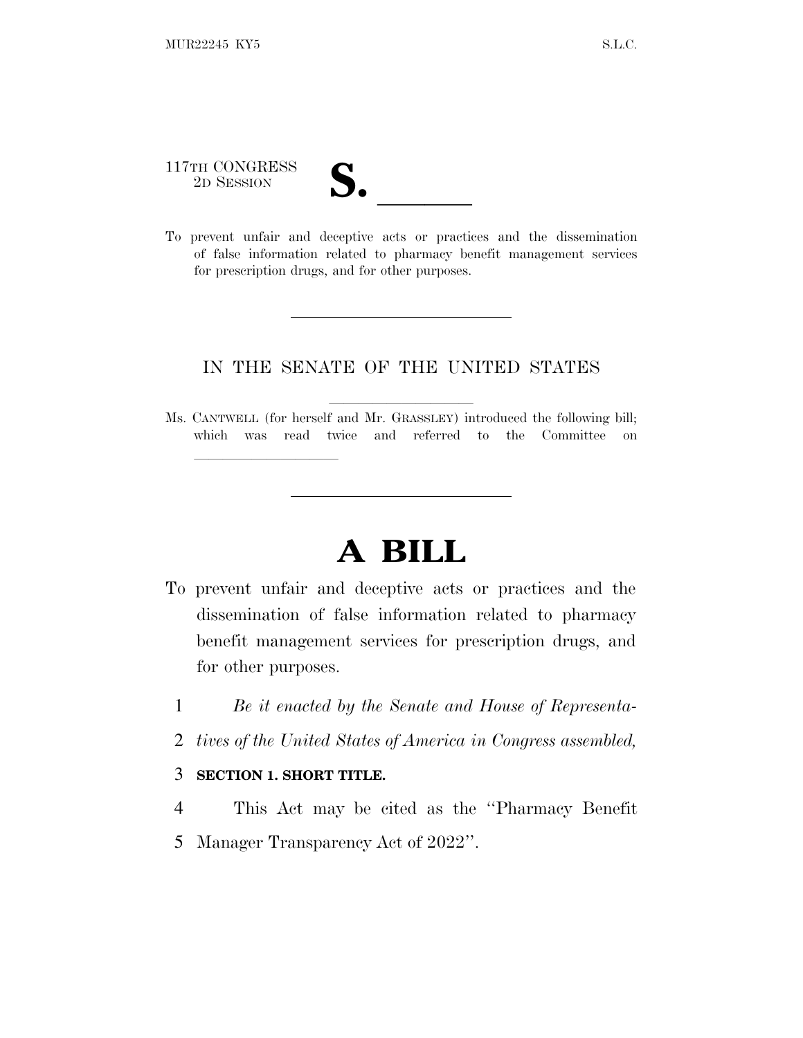117TH CONGRESS
2D SESSION

# S. ______

To prevent unfair and deceptive acts or practices and the dissemination of false information related to pharmacy benefit management services for prescription drugs, and for other purposes.

---

IN THE SENATE OF THE UNITED STATES

Ms. CANTWELL (for herself and Mr. GRASSLEY) introduced the following bill; which was read twice and referred to the Committee on ______________

---

# A BILL

To prevent unfair and deceptive acts or practices and the dissemination of false information related to pharmacy benefit management services for prescription drugs, and for other purposes.

1 *Be it enacted by the Senate and House of Representa-*
2 *tives of the United States of America in Congress assembled,*

3 **SECTION 1. SHORT TITLE.**

4 This Act may be cited as the ''Pharmacy Benefit
5 Manager Transparency Act of 2022''.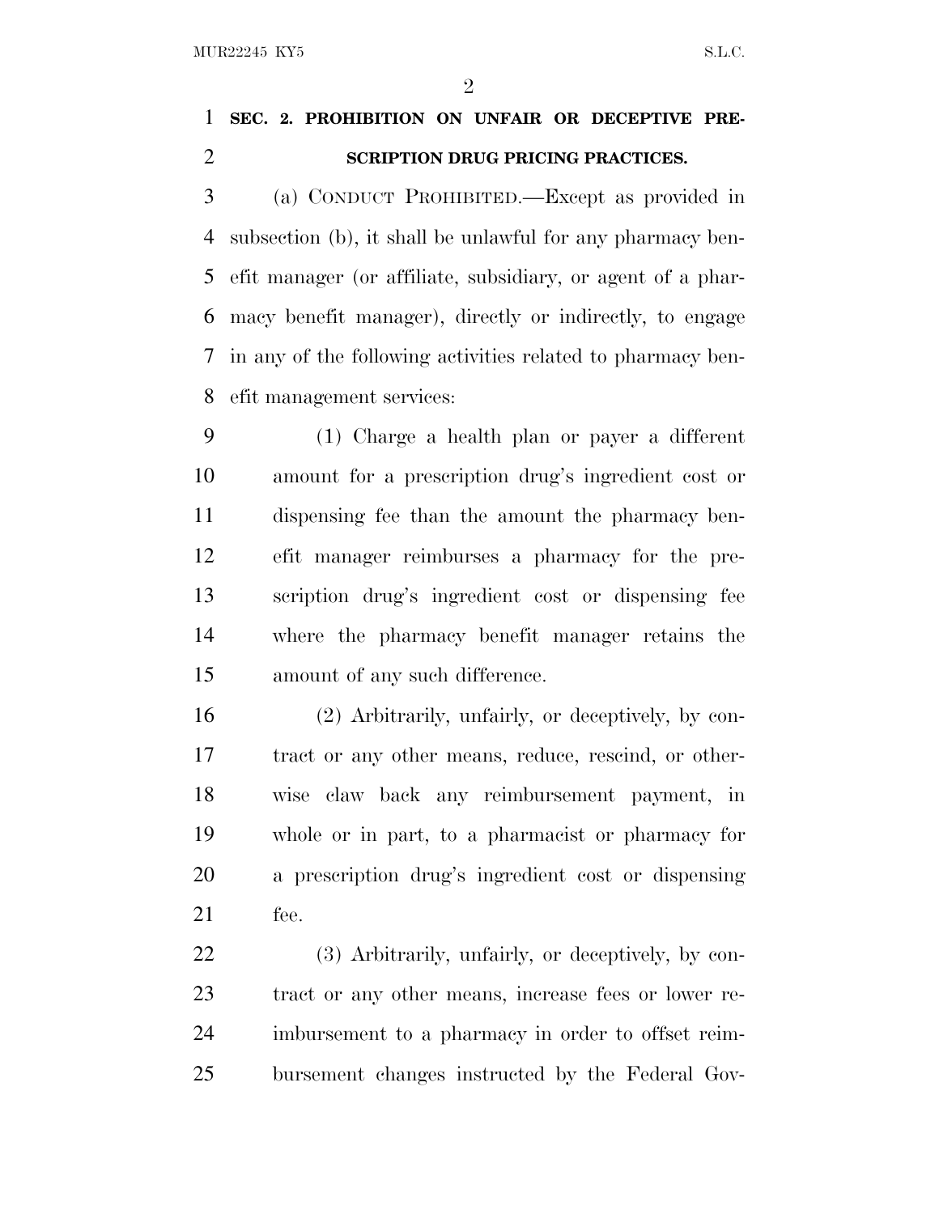## SEC. 2. PROHIBITION ON UNFAIR OR DECEPTIVE PRESCRIPTION DRUG PRICING PRACTICES.

(a) CONDUCT PROHIBITED.—Except as provided in subsection (b), it shall be unlawful for any pharmacy benefit manager (or affiliate, subsidiary, or agent of a pharmacy benefit manager), directly or indirectly, to engage in any of the following activities related to pharmacy benefit management services:

(1) Charge a health plan or payer a different amount for a prescription drug's ingredient cost or dispensing fee than the amount the pharmacy benefit manager reimburses a pharmacy for the prescription drug's ingredient cost or dispensing fee where the pharmacy benefit manager retains the amount of any such difference.

(2) Arbitrarily, unfairly, or deceptively, by contract or any other means, reduce, rescind, or otherwise claw back any reimbursement payment, in whole or in part, to a pharmacist or pharmacy for a prescription drug's ingredient cost or dispensing fee.

(3) Arbitrarily, unfairly, or deceptively, by contract or any other means, increase fees or lower reimbursement to a pharmacy in order to offset reimbursement changes instructed by the Federal Gov-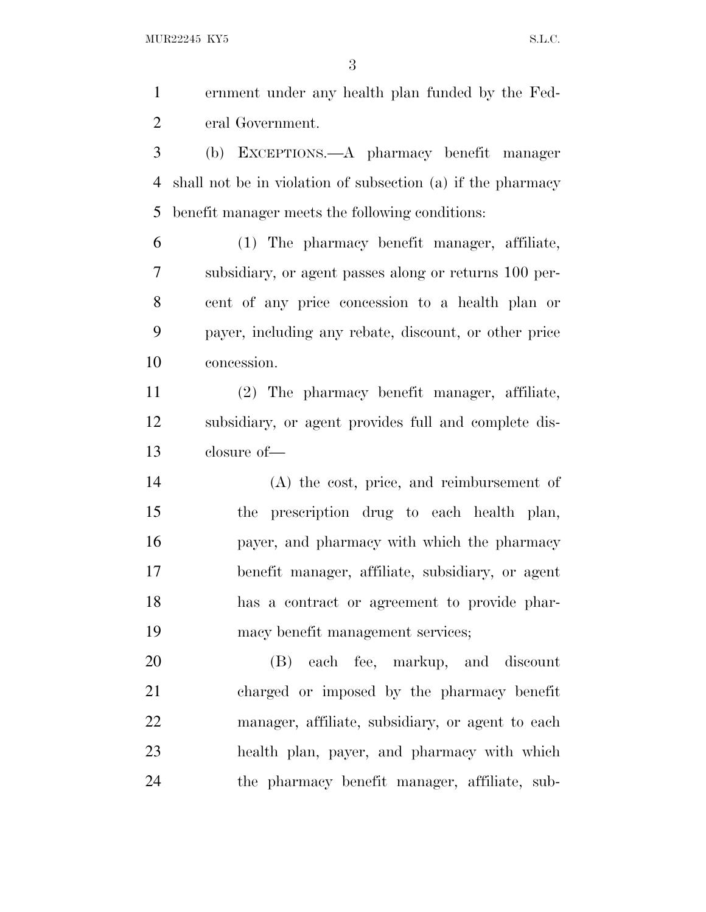ernment under any health plan funded by the Federal Government.

(b) EXCEPTIONS.—A pharmacy benefit manager shall not be in violation of subsection (a) if the pharmacy benefit manager meets the following conditions:

(1) The pharmacy benefit manager, affiliate, subsidiary, or agent passes along or returns 100 percent of any price concession to a health plan or payer, including any rebate, discount, or other price concession.

(2) The pharmacy benefit manager, affiliate, subsidiary, or agent provides full and complete disclosure of—

(A) the cost, price, and reimbursement of the prescription drug to each health plan, payer, and pharmacy with which the pharmacy benefit manager, affiliate, subsidiary, or agent has a contract or agreement to provide pharmacy benefit management services;

(B) each fee, markup, and discount charged or imposed by the pharmacy benefit manager, affiliate, subsidiary, or agent to each health plan, payer, and pharmacy with which the pharmacy benefit manager, affiliate, sub-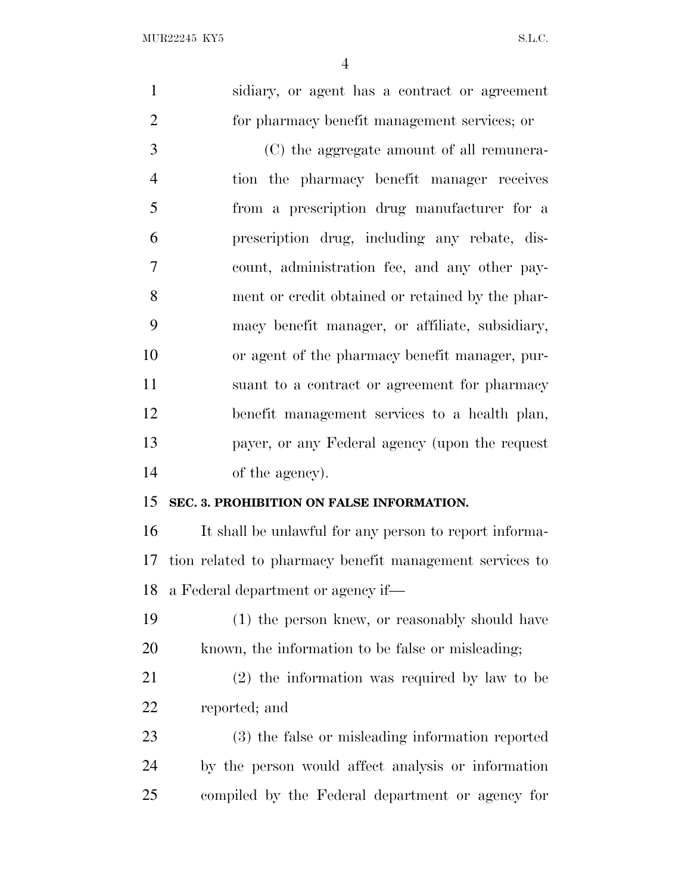sidiary, or agent has a contract or agreement for pharmacy benefit management services; or

(C) the aggregate amount of all remuneration the pharmacy benefit manager receives from a prescription drug manufacturer for a prescription drug, including any rebate, discount, administration fee, and any other payment or credit obtained or retained by the pharmacy benefit manager, or affiliate, subsidiary, or agent of the pharmacy benefit manager, pursuant to a contract or agreement for pharmacy benefit management services to a health plan, payer, or any Federal agency (upon the request of the agency).

**SEC. 3. PROHIBITION ON FALSE INFORMATION.**

It shall be unlawful for any person to report information related to pharmacy benefit management services to a Federal department or agency if—

(1) the person knew, or reasonably should have known, the information to be false or misleading;

(2) the information was required by law to be reported; and

(3) the false or misleading information reported by the person would affect analysis or information compiled by the Federal department or agency for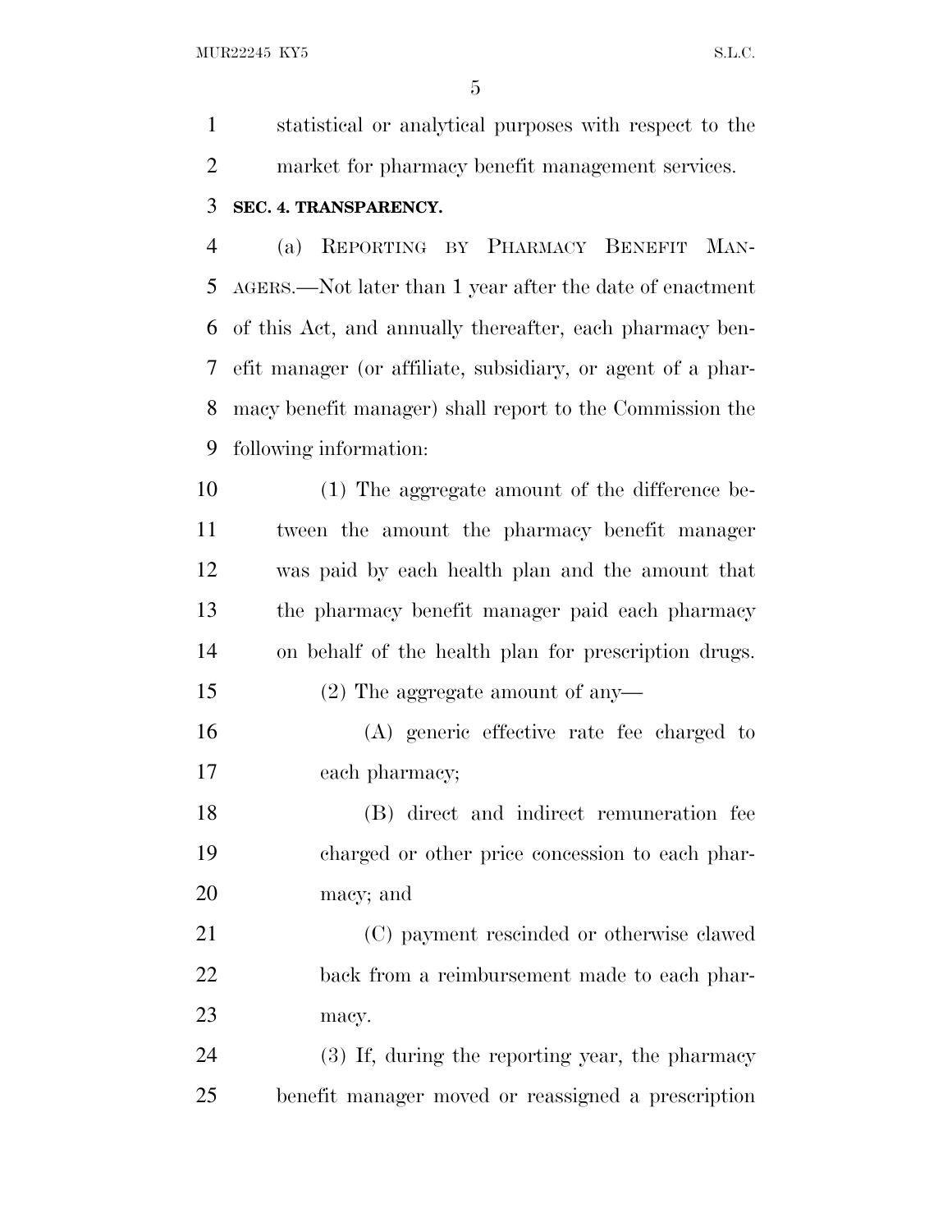statistical or analytical purposes with respect to the market for pharmacy benefit management services.

**SEC. 4. TRANSPARENCY.**

(a) REPORTING BY PHARMACY BENEFIT MANAGERS.—Not later than 1 year after the date of enactment of this Act, and annually thereafter, each pharmacy benefit manager (or affiliate, subsidiary, or agent of a pharmacy benefit manager) shall report to the Commission the following information:

(1) The aggregate amount of the difference between the amount the pharmacy benefit manager was paid by each health plan and the amount that the pharmacy benefit manager paid each pharmacy on behalf of the health plan for prescription drugs.

(2) The aggregate amount of any—

(A) generic effective rate fee charged to each pharmacy;

(B) direct and indirect remuneration fee charged or other price concession to each pharmacy; and

(C) payment rescinded or otherwise clawed back from a reimbursement made to each pharmacy.

(3) If, during the reporting year, the pharmacy benefit manager moved or reassigned a prescription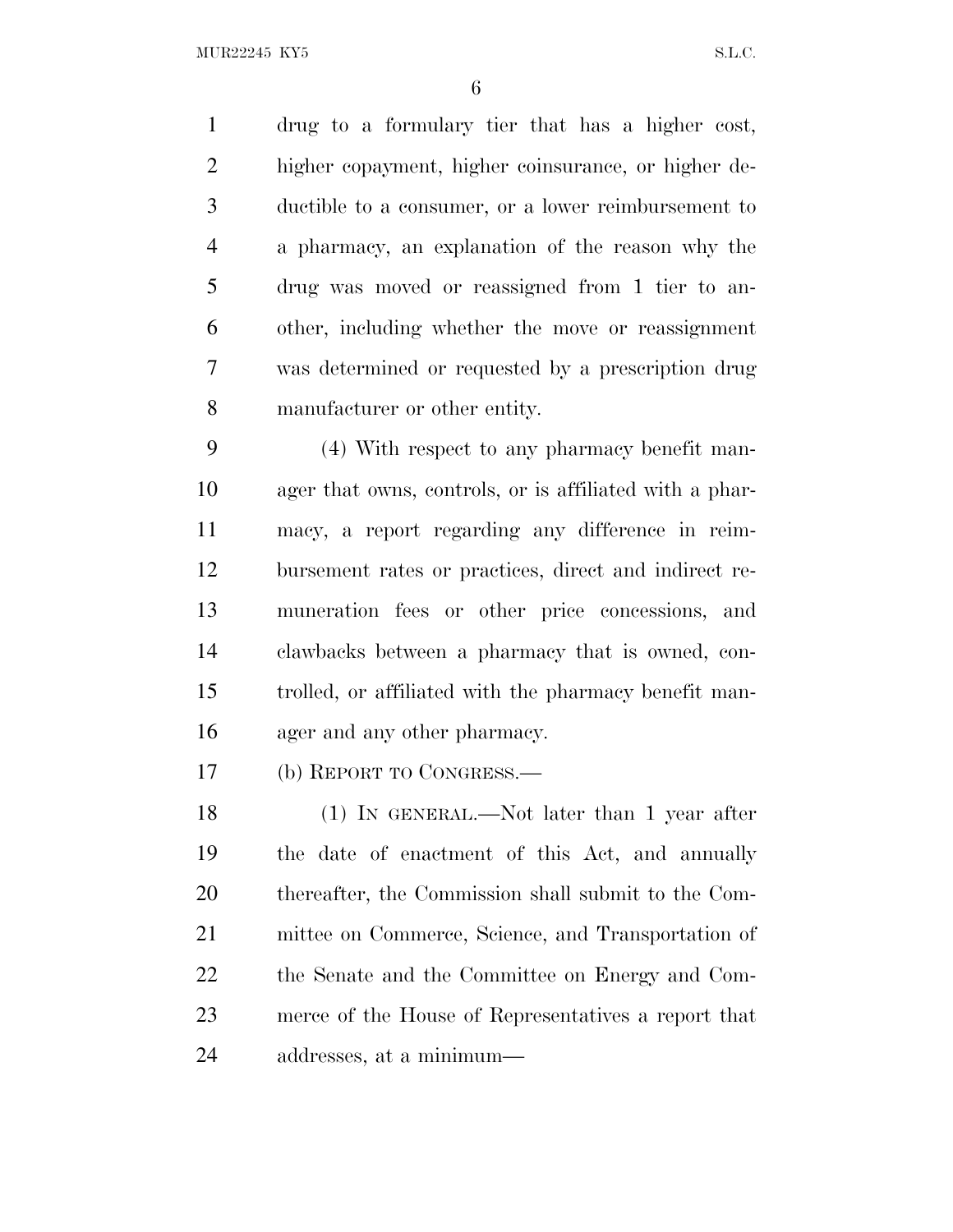drug to a formulary tier that has a higher cost, higher copayment, higher coinsurance, or higher deductible to a consumer, or a lower reimbursement to a pharmacy, an explanation of the reason why the drug was moved or reassigned from 1 tier to another, including whether the move or reassignment was determined or requested by a prescription drug manufacturer or other entity.

(4) With respect to any pharmacy benefit manager that owns, controls, or is affiliated with a pharmacy, a report regarding any difference in reimbursement rates or practices, direct and indirect remuneration fees or other price concessions, and clawbacks between a pharmacy that is owned, controlled, or affiliated with the pharmacy benefit manager and any other pharmacy.

(b) REPORT TO CONGRESS.—

(1) IN GENERAL.—Not later than 1 year after the date of enactment of this Act, and annually thereafter, the Commission shall submit to the Committee on Commerce, Science, and Transportation of the Senate and the Committee on Energy and Commerce of the House of Representatives a report that addresses, at a minimum—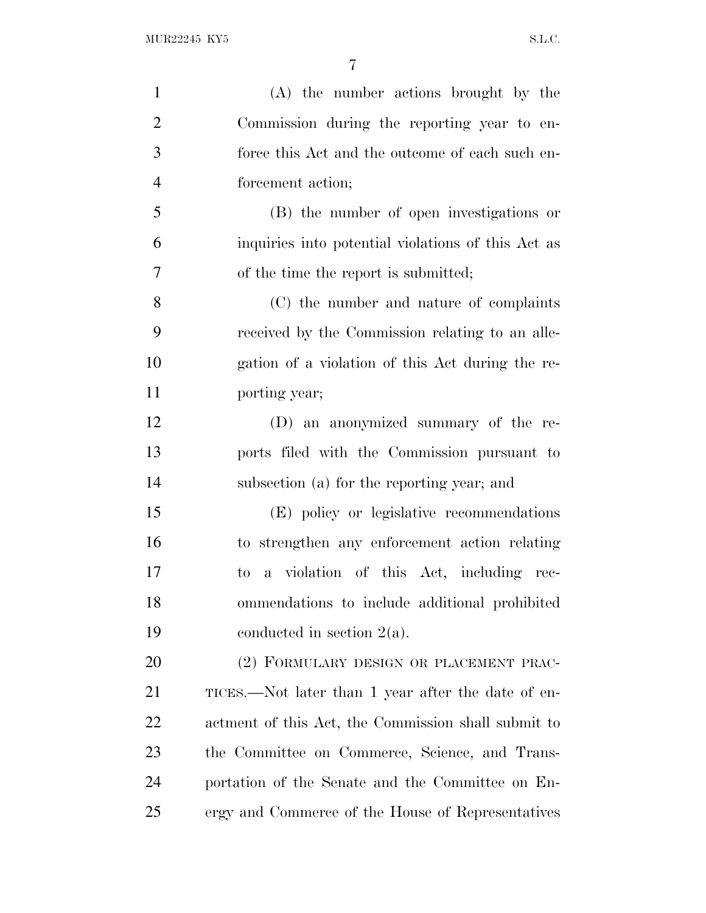(A) the number actions brought by the Commission during the reporting year to enforce this Act and the outcome of each such enforcement action;

(B) the number of open investigations or inquiries into potential violations of this Act as of the time the report is submitted;

(C) the number and nature of complaints received by the Commission relating to an allegation of a violation of this Act during the reporting year;

(D) an anonymized summary of the reports filed with the Commission pursuant to subsection (a) for the reporting year; and

(E) policy or legislative recommendations to strengthen any enforcement action relating to a violation of this Act, including recommendations to include additional prohibited conducted in section 2(a).

(2) FORMULARY DESIGN OR PLACEMENT PRACTICES.—Not later than 1 year after the date of enactment of this Act, the Commission shall submit to the Committee on Commerce, Science, and Transportation of the Senate and the Committee on Energy and Commerce of the House of Representatives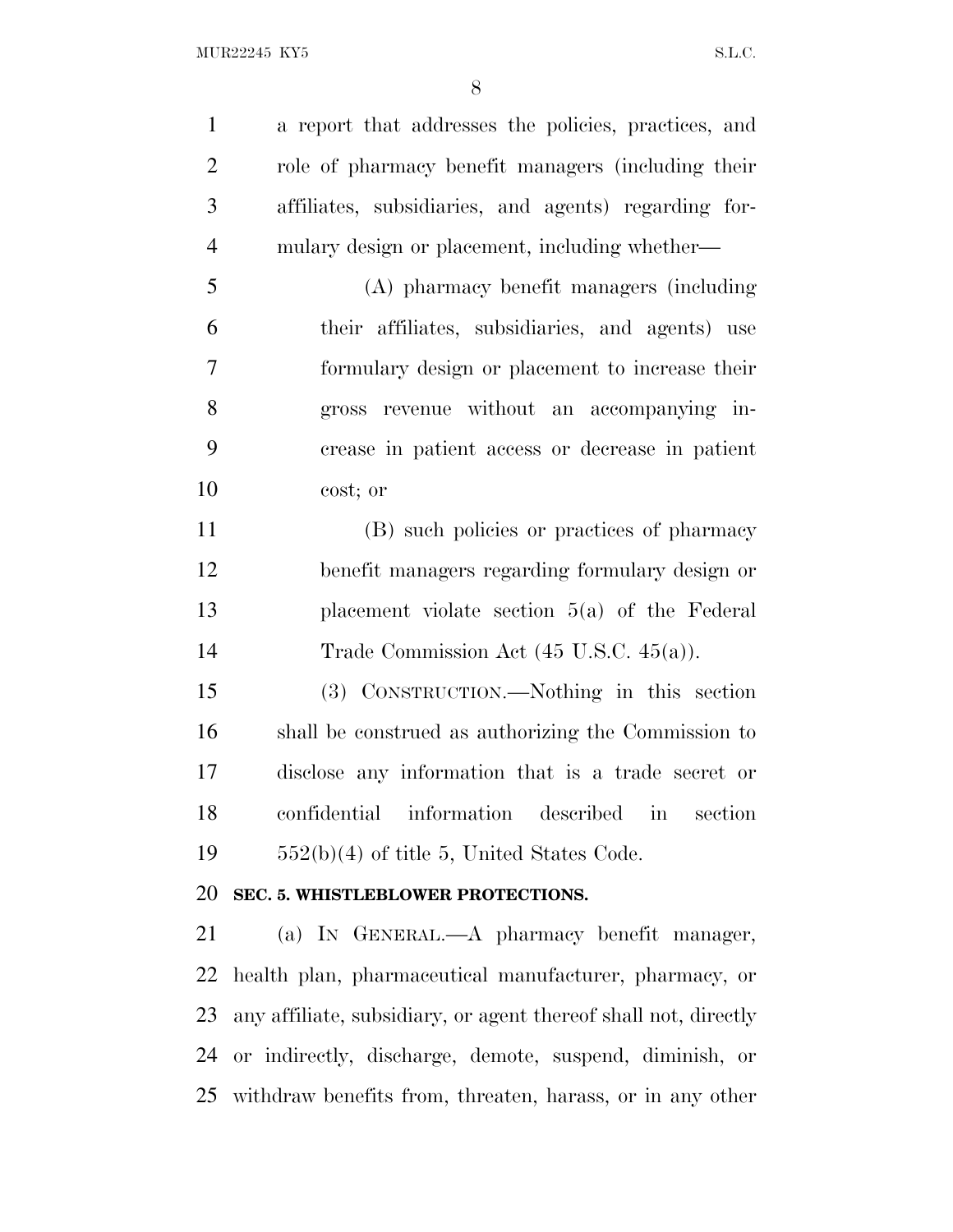a report that addresses the policies, practices, and role of pharmacy benefit managers (including their affiliates, subsidiaries, and agents) regarding formulary design or placement, including whether—

(A) pharmacy benefit managers (including their affiliates, subsidiaries, and agents) use formulary design or placement to increase their gross revenue without an accompanying increase in patient access or decrease in patient cost; or

(B) such policies or practices of pharmacy benefit managers regarding formulary design or placement violate section 5(a) of the Federal Trade Commission Act (45 U.S.C. 45(a)).

(3) CONSTRUCTION.—Nothing in this section shall be construed as authorizing the Commission to disclose any information that is a trade secret or confidential information described in section 552(b)(4) of title 5, United States Code.

**SEC. 5. WHISTLEBLOWER PROTECTIONS.**

(a) IN GENERAL.—A pharmacy benefit manager, health plan, pharmaceutical manufacturer, pharmacy, or any affiliate, subsidiary, or agent thereof shall not, directly or indirectly, discharge, demote, suspend, diminish, or withdraw benefits from, threaten, harass, or in any other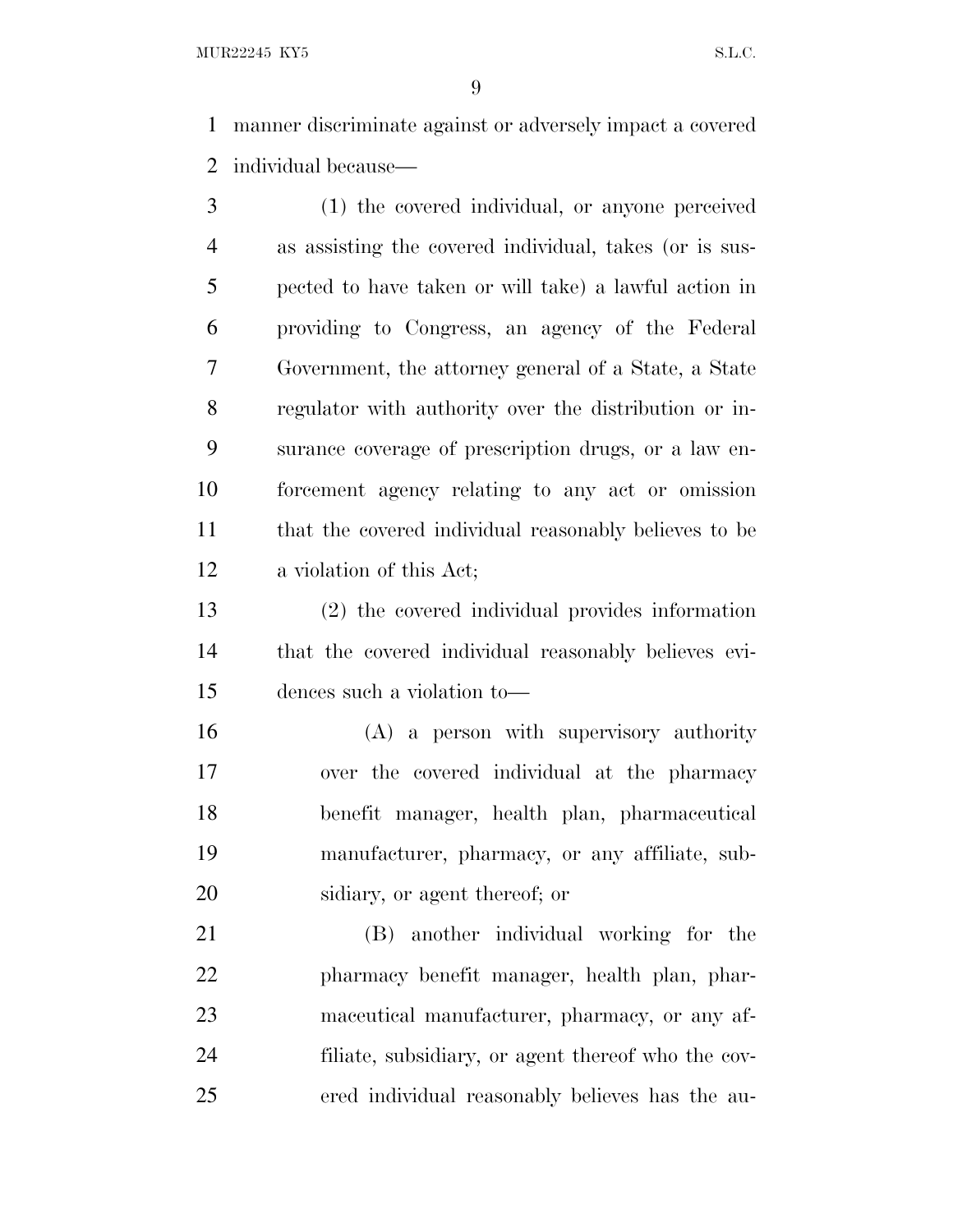manner discriminate against or adversely impact a covered individual because—

(1) the covered individual, or anyone perceived as assisting the covered individual, takes (or is suspected to have taken or will take) a lawful action in providing to Congress, an agency of the Federal Government, the attorney general of a State, a State regulator with authority over the distribution or insurance coverage of prescription drugs, or a law enforcement agency relating to any act or omission that the covered individual reasonably believes to be a violation of this Act;

(2) the covered individual provides information that the covered individual reasonably believes evidences such a violation to—

(A) a person with supervisory authority over the covered individual at the pharmacy benefit manager, health plan, pharmaceutical manufacturer, pharmacy, or any affiliate, subsidiary, or agent thereof; or

(B) another individual working for the pharmacy benefit manager, health plan, pharmaceutical manufacturer, pharmacy, or any affiliate, subsidiary, or agent thereof who the covered individual reasonably believes has the au-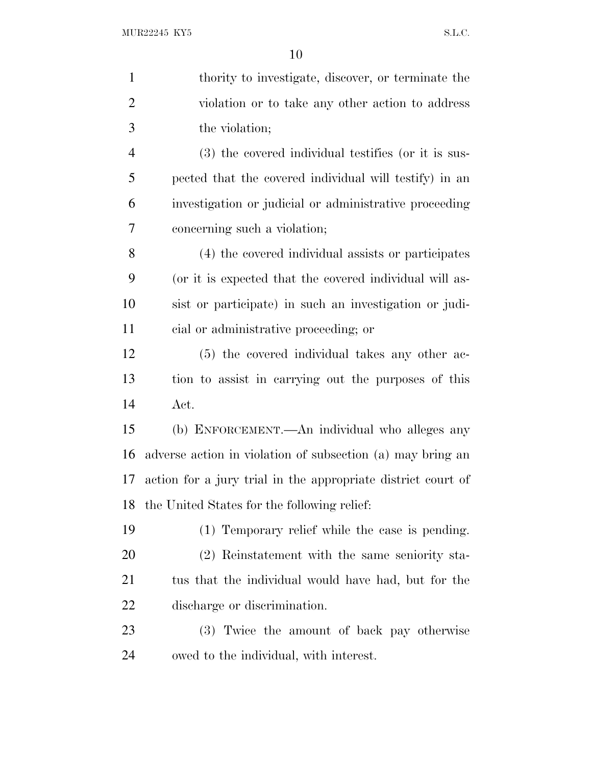thority to investigate, discover, or terminate the violation or to take any other action to address the violation;

(3) the covered individual testifies (or it is suspected that the covered individual will testify) in an investigation or judicial or administrative proceeding concerning such a violation;

(4) the covered individual assists or participates (or it is expected that the covered individual will assist or participate) in such an investigation or judicial or administrative proceeding; or

(5) the covered individual takes any other action to assist in carrying out the purposes of this Act.

(b) ENFORCEMENT.—An individual who alleges any adverse action in violation of subsection (a) may bring an action for a jury trial in the appropriate district court of the United States for the following relief:

(1) Temporary relief while the case is pending.

(2) Reinstatement with the same seniority status that the individual would have had, but for the discharge or discrimination.

(3) Twice the amount of back pay otherwise owed to the individual, with interest.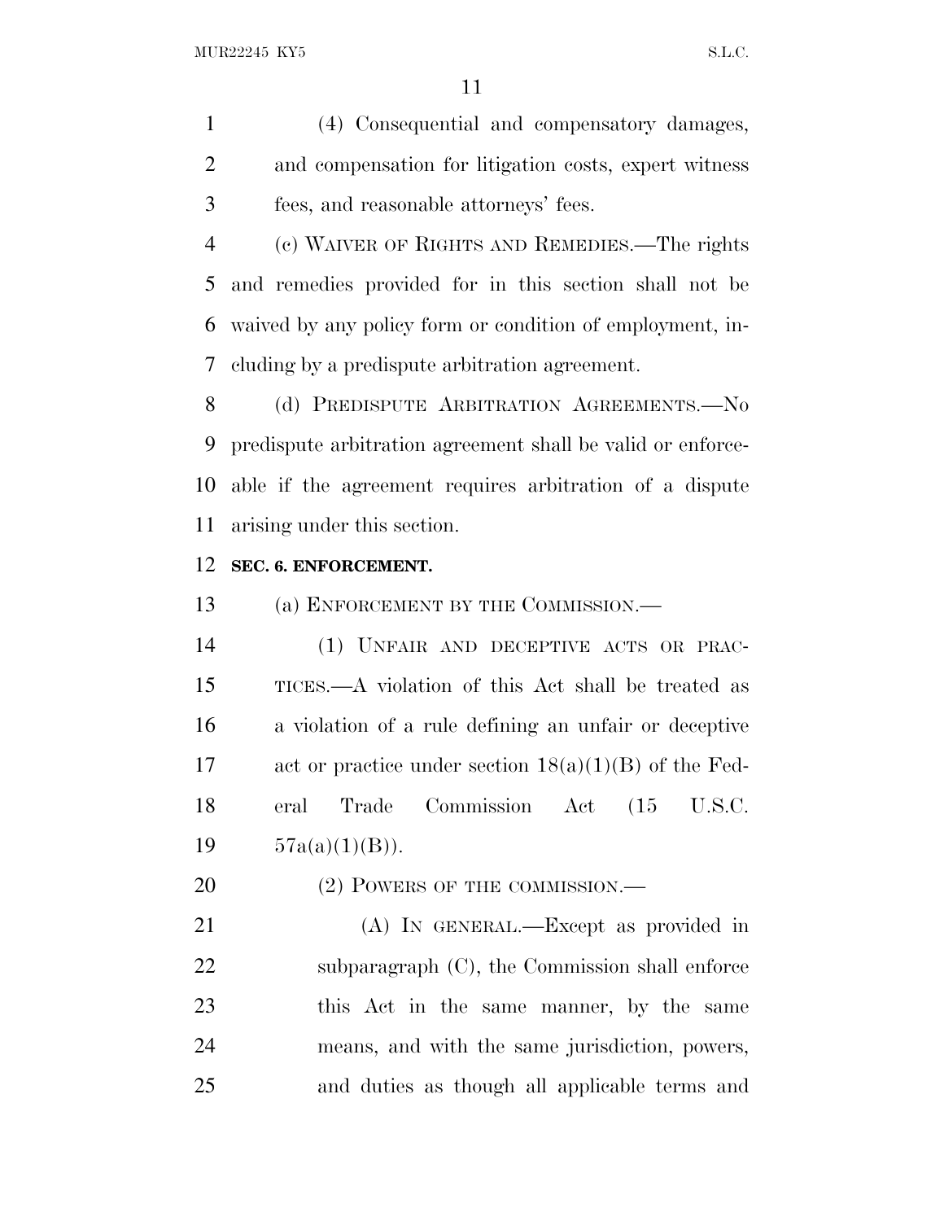(4) Consequential and compensatory damages, and compensation for litigation costs, expert witness fees, and reasonable attorneys' fees.

(c) WAIVER OF RIGHTS AND REMEDIES.—The rights and remedies provided for in this section shall not be waived by any policy form or condition of employment, including by a predispute arbitration agreement.

(d) PREDISPUTE ARBITRATION AGREEMENTS.—No predispute arbitration agreement shall be valid or enforceable if the agreement requires arbitration of a dispute arising under this section.

**SEC. 6. ENFORCEMENT.**

(a) ENFORCEMENT BY THE COMMISSION.—

(1) UNFAIR AND DECEPTIVE ACTS OR PRACTICES.—A violation of this Act shall be treated as a violation of a rule defining an unfair or deceptive act or practice under section 18(a)(1)(B) of the Federal Trade Commission Act (15 U.S.C. 57a(a)(1)(B)).

(2) POWERS OF THE COMMISSION.—

(A) IN GENERAL.—Except as provided in subparagraph (C), the Commission shall enforce this Act in the same manner, by the same means, and with the same jurisdiction, powers, and duties as though all applicable terms and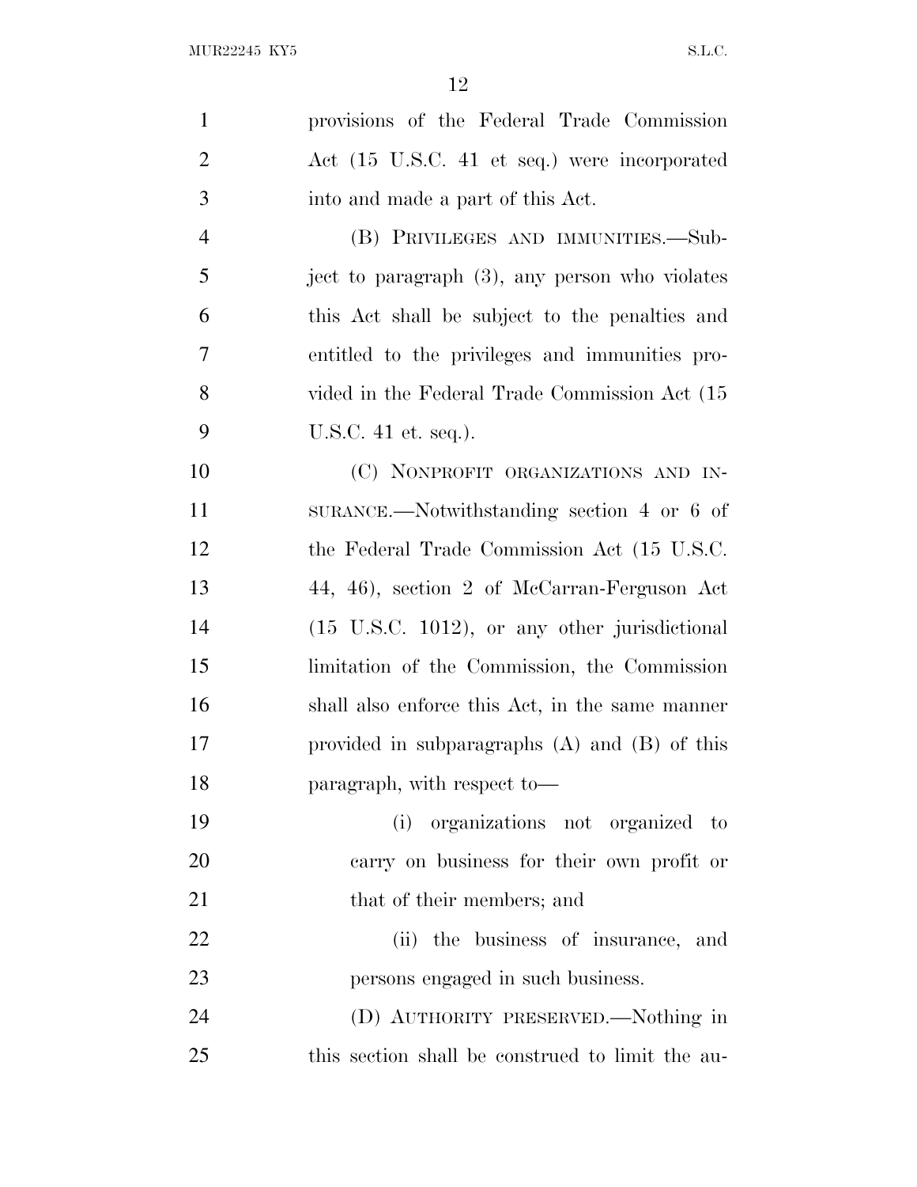provisions of the Federal Trade Commission Act (15 U.S.C. 41 et seq.) were incorporated into and made a part of this Act.

(B) PRIVILEGES AND IMMUNITIES.—Subject to paragraph (3), any person who violates this Act shall be subject to the penalties and entitled to the privileges and immunities provided in the Federal Trade Commission Act (15 U.S.C. 41 et. seq.).

(C) NONPROFIT ORGANIZATIONS AND INSURANCE.—Notwithstanding section 4 or 6 of the Federal Trade Commission Act (15 U.S.C. 44, 46), section 2 of McCarran-Ferguson Act (15 U.S.C. 1012), or any other jurisdictional limitation of the Commission, the Commission shall also enforce this Act, in the same manner provided in subparagraphs (A) and (B) of this paragraph, with respect to—

(i) organizations not organized to carry on business for their own profit or that of their members; and

(ii) the business of insurance, and persons engaged in such business.

(D) AUTHORITY PRESERVED.—Nothing in this section shall be construed to limit the au-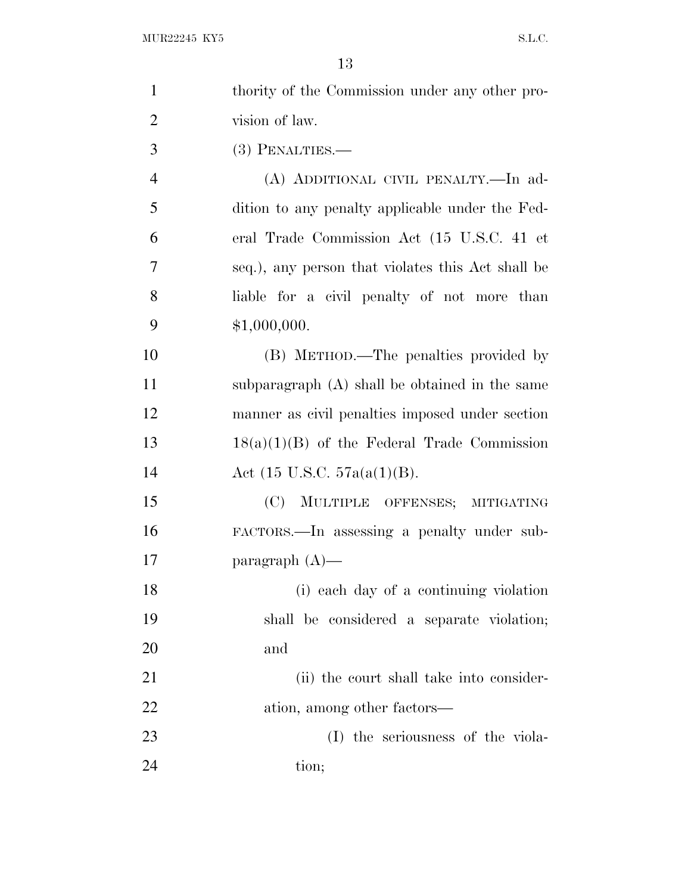thority of the Commission under any other provision of law.

(3) PENALTIES.—

(A) ADDITIONAL CIVIL PENALTY.—In addition to any penalty applicable under the Federal Trade Commission Act (15 U.S.C. 41 et seq.), any person that violates this Act shall be liable for a civil penalty of not more than $1,000,000.

(B) METHOD.—The penalties provided by subparagraph (A) shall be obtained in the same manner as civil penalties imposed under section 18(a)(1)(B) of the Federal Trade Commission Act (15 U.S.C. 57a(a(1)(B).

(C) MULTIPLE OFFENSES; MITIGATING FACTORS.—In assessing a penalty under subparagraph (A)—

(i) each day of a continuing violation shall be considered a separate violation; and

(ii) the court shall take into consideration, among other factors—

(I) the seriousness of the violation;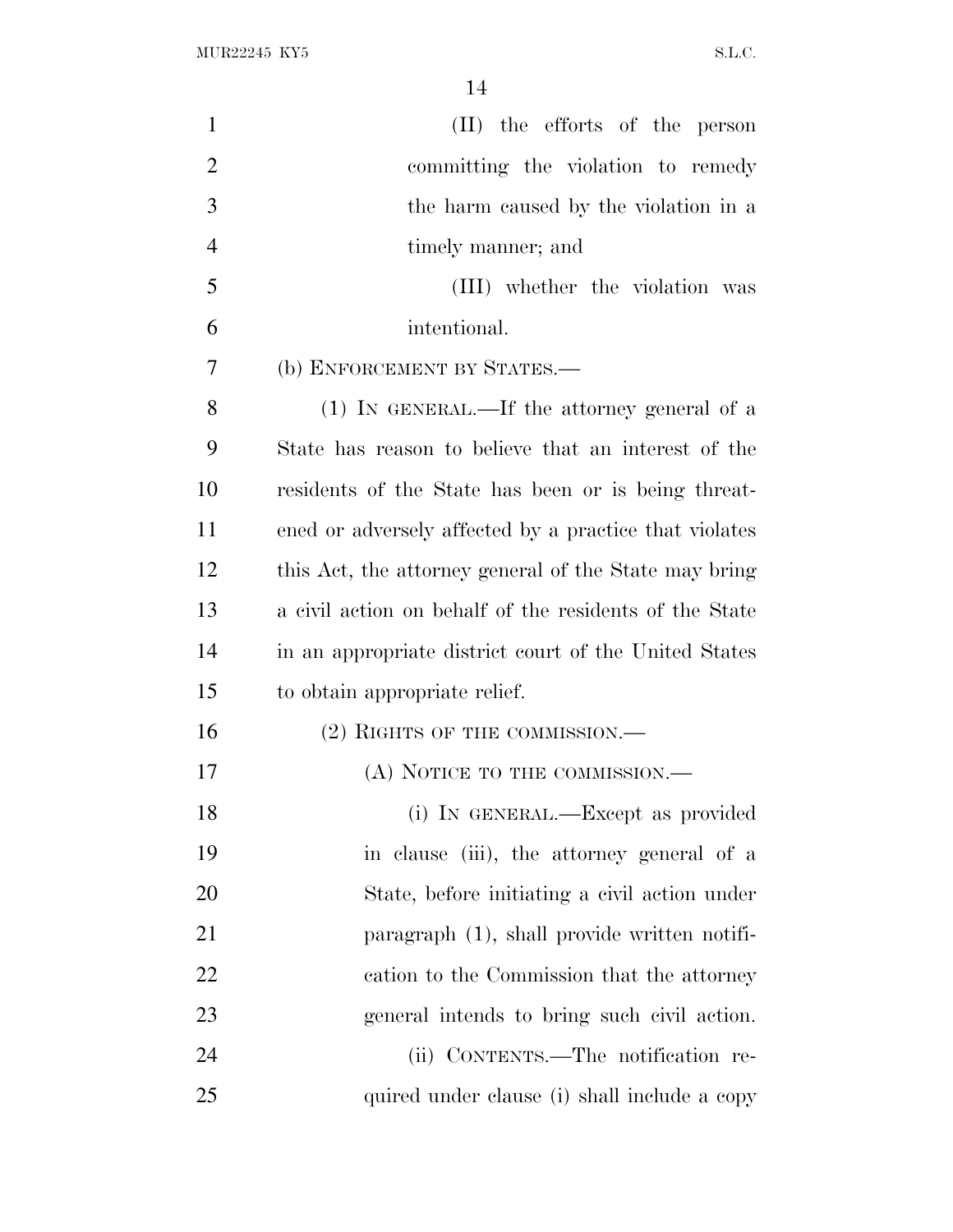(II) the efforts of the person committing the violation to remedy the harm caused by the violation in a timely manner; and

(III) whether the violation was intentional.

(b) ENFORCEMENT BY STATES.—

(1) IN GENERAL.—If the attorney general of a State has reason to believe that an interest of the residents of the State has been or is being threatened or adversely affected by a practice that violates this Act, the attorney general of the State may bring a civil action on behalf of the residents of the State in an appropriate district court of the United States to obtain appropriate relief.

(2) RIGHTS OF THE COMMISSION.—

(A) NOTICE TO THE COMMISSION.—

(i) IN GENERAL.—Except as provided in clause (iii), the attorney general of a State, before initiating a civil action under paragraph (1), shall provide written notification to the Commission that the attorney general intends to bring such civil action.

(ii) CONTENTS.—The notification required under clause (i) shall include a copy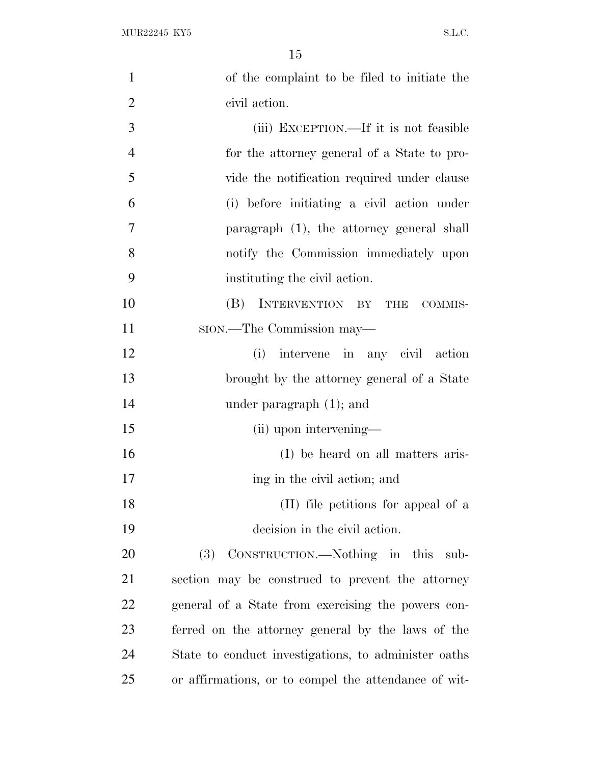of the complaint to be filed to initiate the civil action.

(iii) EXCEPTION.—If it is not feasible for the attorney general of a State to provide the notification required under clause (i) before initiating a civil action under paragraph (1), the attorney general shall notify the Commission immediately upon instituting the civil action.

(B) INTERVENTION BY THE COMMISSION.—The Commission may—

(i) intervene in any civil action brought by the attorney general of a State under paragraph (1); and

(ii) upon intervening—

(I) be heard on all matters arising in the civil action; and

(II) file petitions for appeal of a decision in the civil action.

(3) CONSTRUCTION.—Nothing in this subsection may be construed to prevent the attorney general of a State from exercising the powers conferred on the attorney general by the laws of the State to conduct investigations, to administer oaths or affirmations, or to compel the attendance of wit-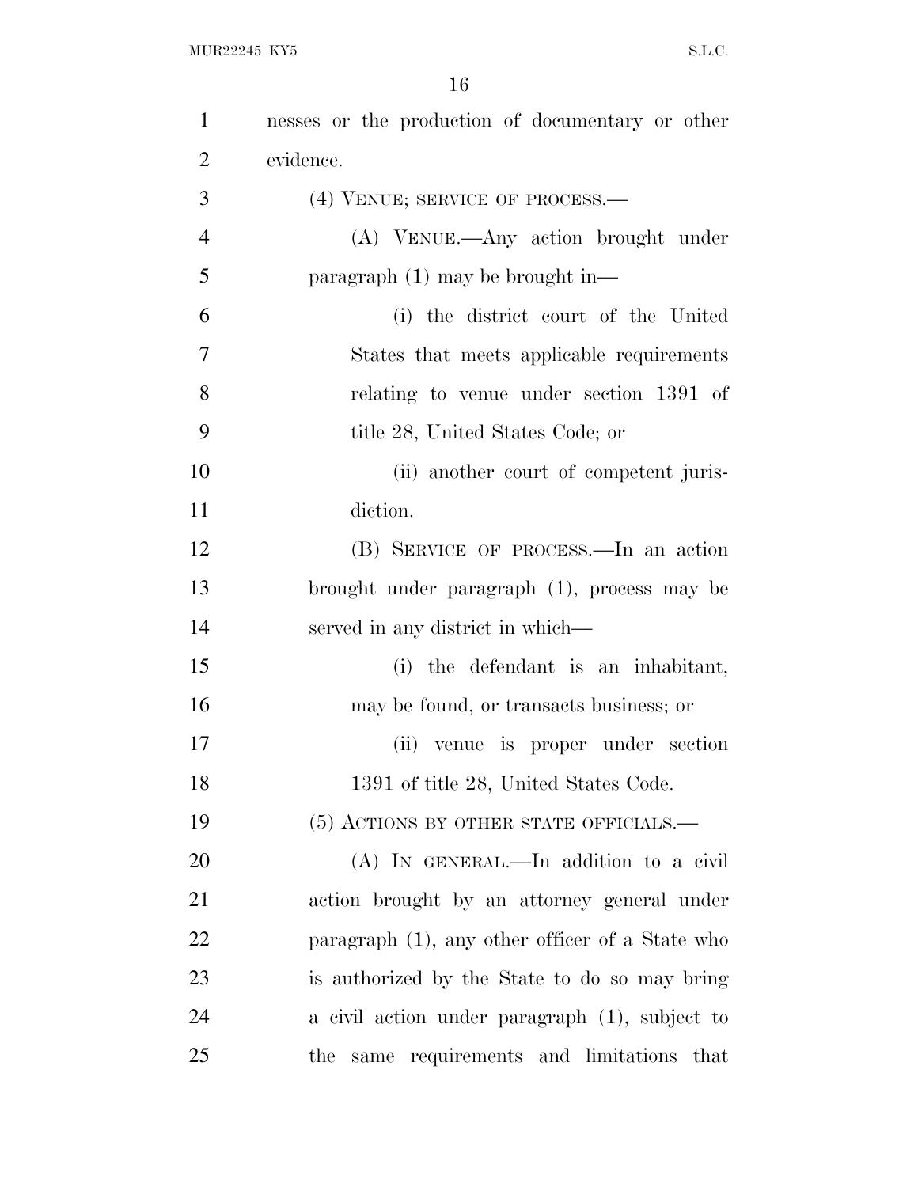nesses or the production of documentary or other evidence.

(4) VENUE; SERVICE OF PROCESS.—

(A) VENUE.—Any action brought under paragraph (1) may be brought in—

(i) the district court of the United States that meets applicable requirements relating to venue under section 1391 of title 28, United States Code; or

(ii) another court of competent jurisdiction.

(B) SERVICE OF PROCESS.—In an action brought under paragraph (1), process may be served in any district in which—

(i) the defendant is an inhabitant, may be found, or transacts business; or

(ii) venue is proper under section 1391 of title 28, United States Code.

(5) ACTIONS BY OTHER STATE OFFICIALS.—

(A) IN GENERAL.—In addition to a civil action brought by an attorney general under paragraph (1), any other officer of a State who is authorized by the State to do so may bring a civil action under paragraph (1), subject to the same requirements and limitations that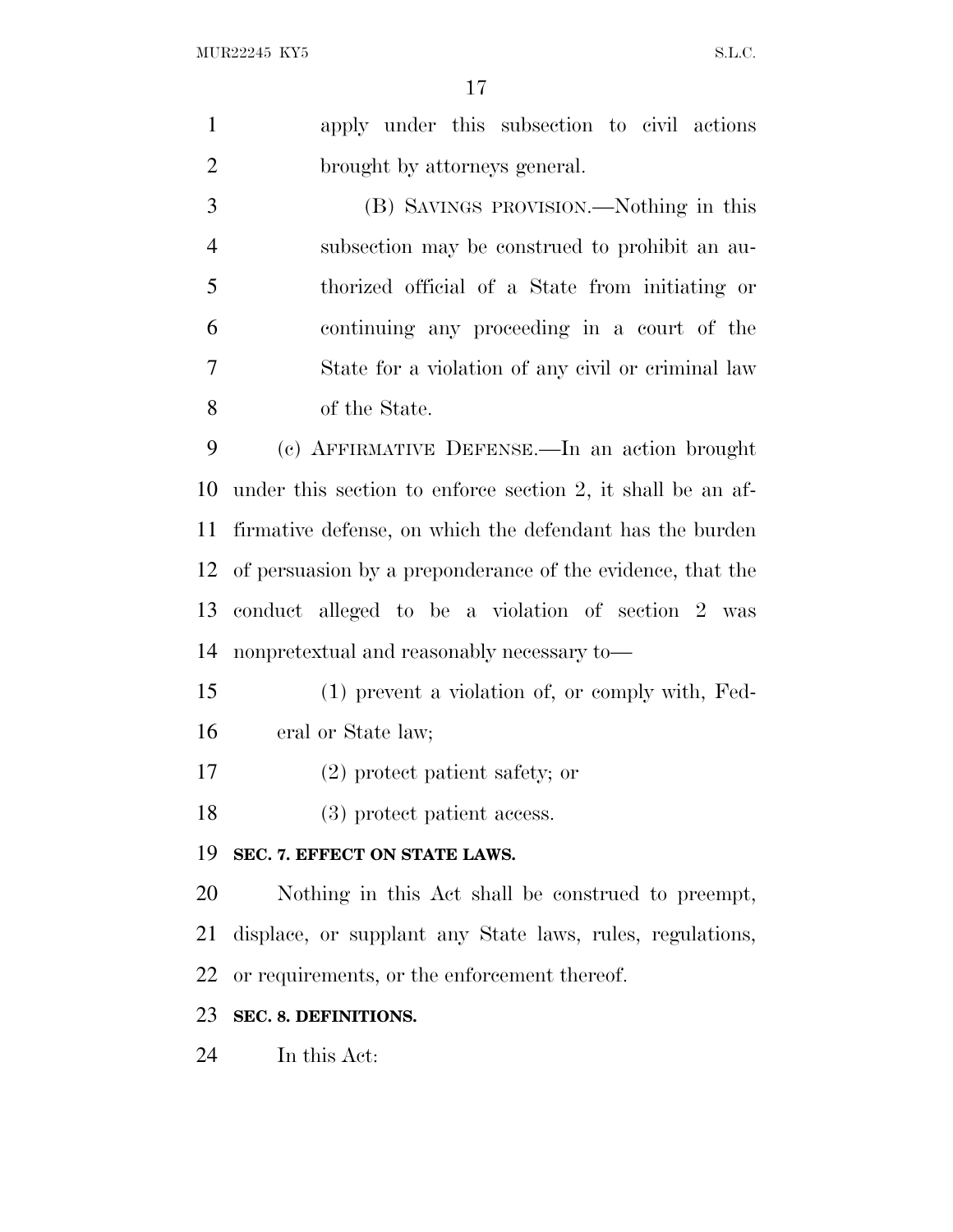apply under this subsection to civil actions brought by attorneys general.

(B) SAVINGS PROVISION.—Nothing in this subsection may be construed to prohibit an authorized official of a State from initiating or continuing any proceeding in a court of the State for a violation of any civil or criminal law of the State.

(c) AFFIRMATIVE DEFENSE.—In an action brought under this section to enforce section 2, it shall be an affirmative defense, on which the defendant has the burden of persuasion by a preponderance of the evidence, that the conduct alleged to be a violation of section 2 was nonpretextual and reasonably necessary to—

(1) prevent a violation of, or comply with, Federal or State law;

(2) protect patient safety; or

(3) protect patient access.

## SEC. 7. EFFECT ON STATE LAWS.

Nothing in this Act shall be construed to preempt, displace, or supplant any State laws, rules, regulations, or requirements, or the enforcement thereof.

## SEC. 8. DEFINITIONS.

In this Act: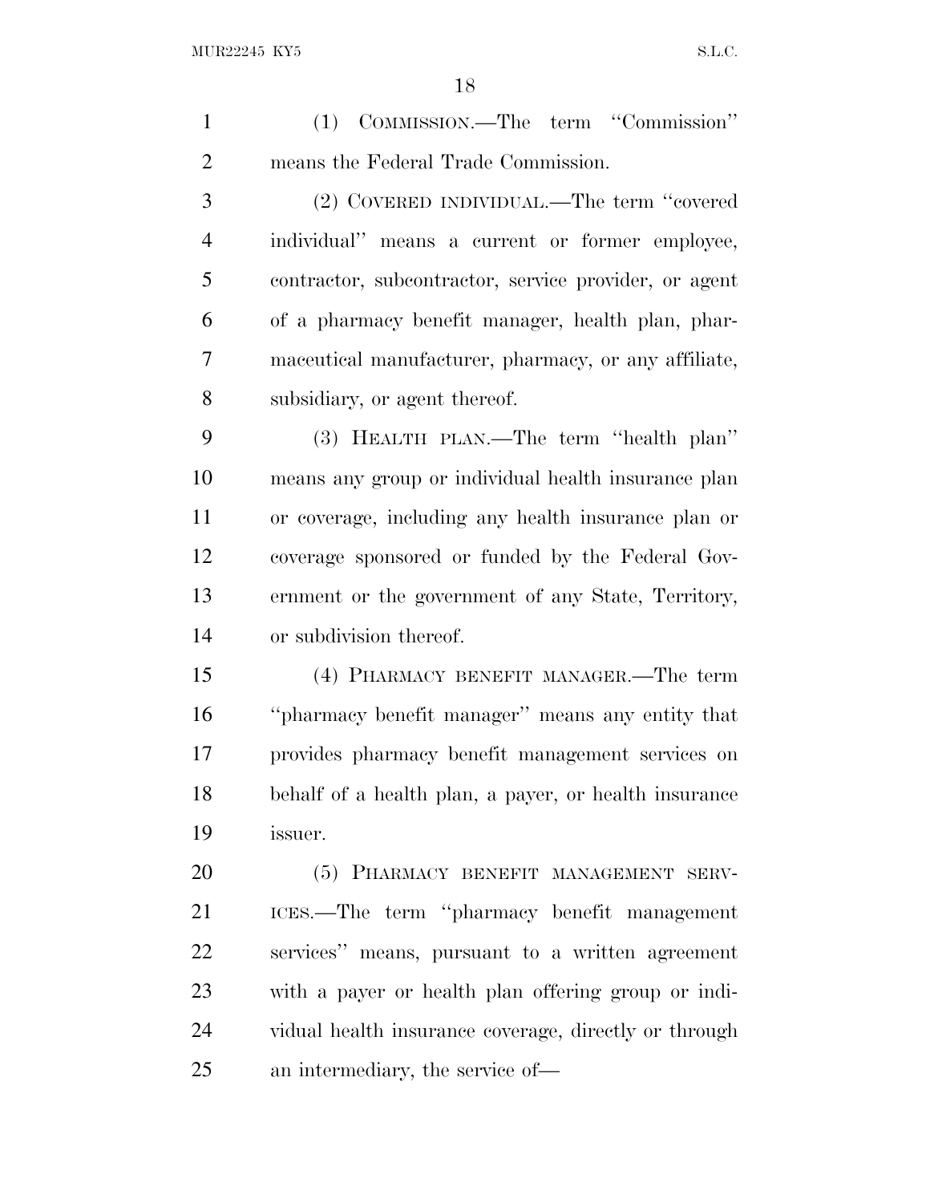(1) COMMISSION.—The term ''Commission'' means the Federal Trade Commission.

(2) COVERED INDIVIDUAL.—The term ''covered individual'' means a current or former employee, contractor, subcontractor, service provider, or agent of a pharmacy benefit manager, health plan, pharmaceutical manufacturer, pharmacy, or any affiliate, subsidiary, or agent thereof.

(3) HEALTH PLAN.—The term ''health plan'' means any group or individual health insurance plan or coverage, including any health insurance plan or coverage sponsored or funded by the Federal Government or the government of any State, Territory, or subdivision thereof.

(4) PHARMACY BENEFIT MANAGER.—The term ''pharmacy benefit manager'' means any entity that provides pharmacy benefit management services on behalf of a health plan, a payer, or health insurance issuer.

(5) PHARMACY BENEFIT MANAGEMENT SERVICES.—The term ''pharmacy benefit management services'' means, pursuant to a written agreement with a payer or health plan offering group or individual health insurance coverage, directly or through an intermediary, the service of—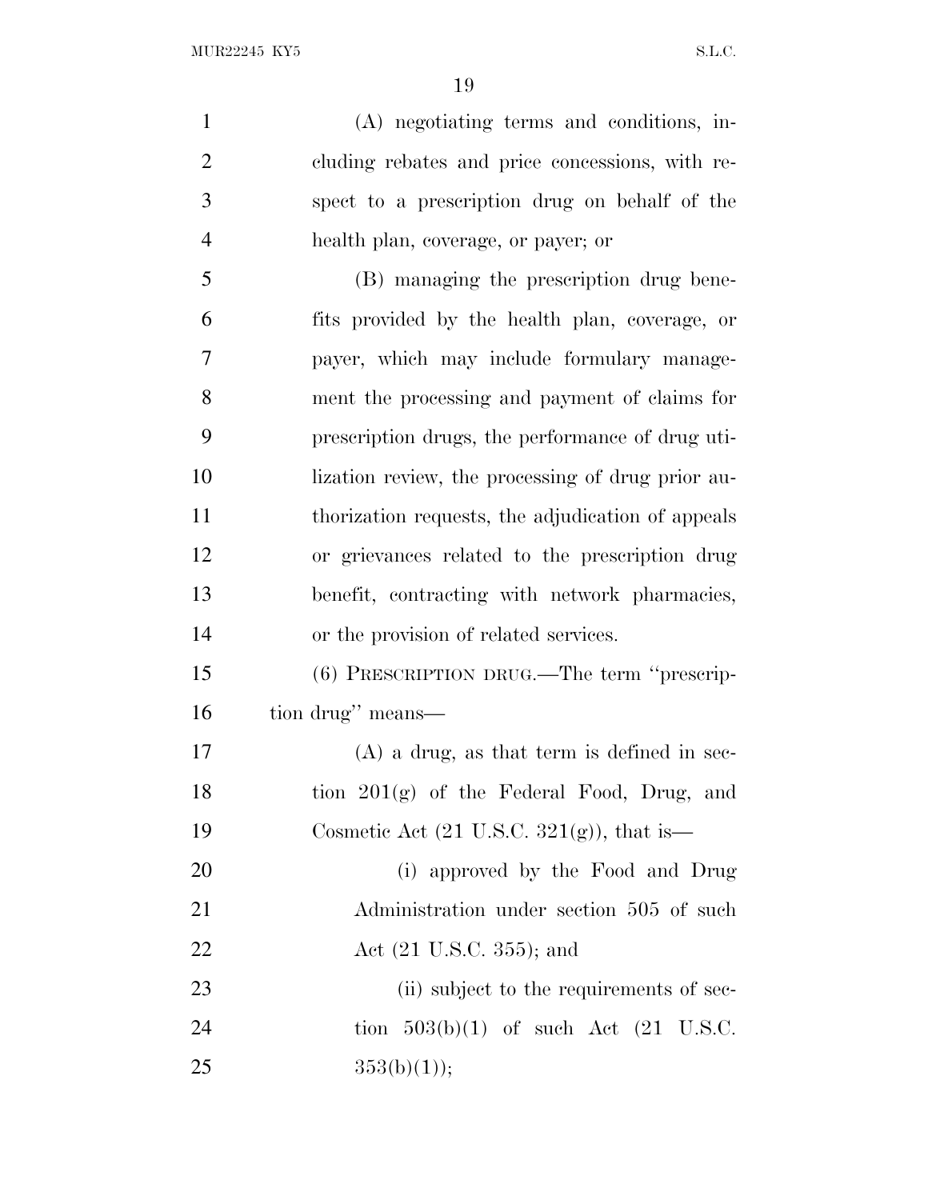(A) negotiating terms and conditions, including rebates and price concessions, with respect to a prescription drug on behalf of the health plan, coverage, or payer; or

(B) managing the prescription drug benefits provided by the health plan, coverage, or payer, which may include formulary management the processing and payment of claims for prescription drugs, the performance of drug utilization review, the processing of drug prior authorization requests, the adjudication of appeals or grievances related to the prescription drug benefit, contracting with network pharmacies, or the provision of related services.

(6) PRESCRIPTION DRUG.—The term ''prescription drug'' means—

(A) a drug, as that term is defined in section 201(g) of the Federal Food, Drug, and Cosmetic Act (21 U.S.C. 321(g)), that is—

(i) approved by the Food and Drug Administration under section 505 of such Act (21 U.S.C. 355); and

(ii) subject to the requirements of section 503(b)(1) of such Act (21 U.S.C. 353(b)(1));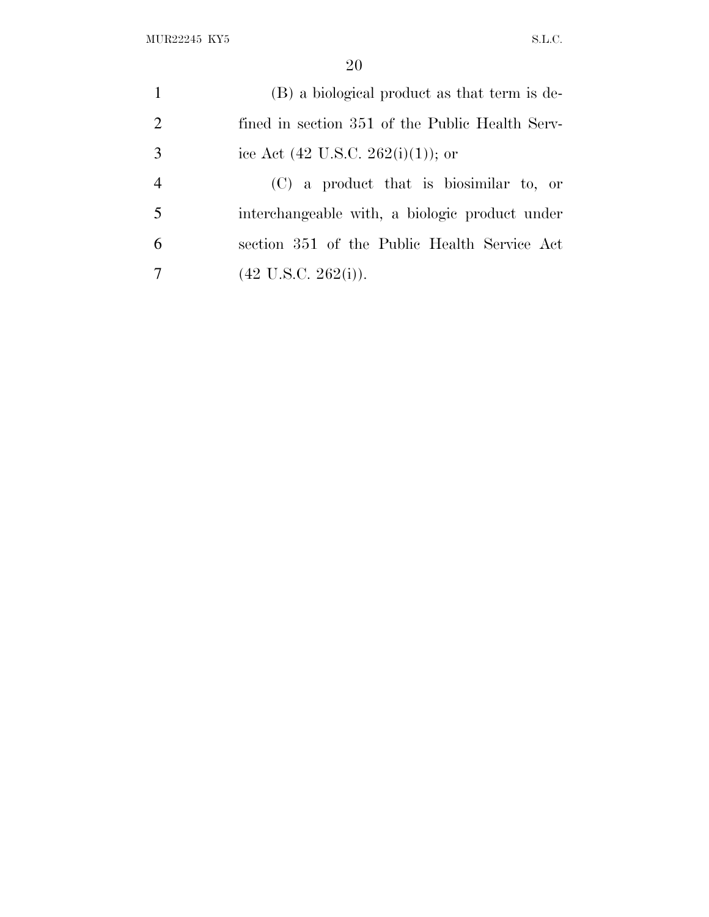(B) a biological product as that term is defined in section 351 of the Public Health Service Act (42 U.S.C. 262(i)(1)); or

(C) a product that is biosimilar to, or interchangeable with, a biologic product under section 351 of the Public Health Service Act (42 U.S.C. 262(i)).